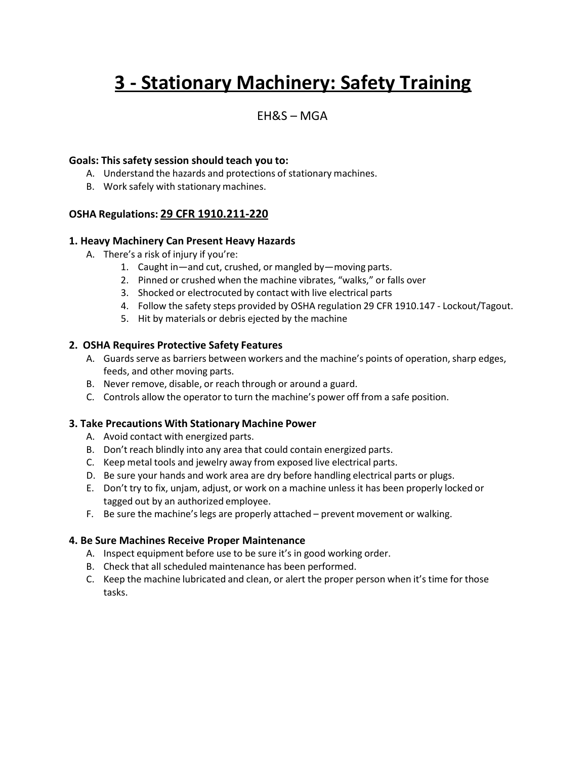# 3 - Stationary Machinery: Safety Training

EH&S – MGA

**Goals: This safety session should teach you to:**

A. Understand the hazards and protections of stationary machines.
B. Work safely with stationary machines.

**OSHA Regulations:** <u>**29 CFR 1910.211-220**</u>

### 1. Heavy Machinery Can Present Heavy Hazards

A. There's a risk of injury if you're:
   1. Caught in—and cut, crushed, or mangled by—moving parts.
   2. Pinned or crushed when the machine vibrates, "walks," or falls over
   3. Shocked or electrocuted by contact with live electrical parts
   4. Follow the safety steps provided by OSHA regulation 29 CFR 1910.147 - Lockout/Tagout.
   5. Hit by materials or debris ejected by the machine

### 2. OSHA Requires Protective Safety Features

A. Guards serve as barriers between workers and the machine's points of operation, sharp edges, feeds, and other moving parts.
B. Never remove, disable, or reach through or around a guard.
C. Controls allow the operator to turn the machine's power off from a safe position.

### 3. Take Precautions With Stationary Machine Power

A. Avoid contact with energized parts.
B. Don't reach blindly into any area that could contain energized parts.
C. Keep metal tools and jewelry away from exposed live electrical parts.
D. Be sure your hands and work area are dry before handling electrical parts or plugs.
E. Don't try to fix, unjam, adjust, or work on a machine unless it has been properly locked or tagged out by an authorized employee.
F. Be sure the machine's legs are properly attached – prevent movement or walking.

### 4. Be Sure Machines Receive Proper Maintenance

A. Inspect equipment before use to be sure it's in good working order.
B. Check that all scheduled maintenance has been performed.
C. Keep the machine lubricated and clean, or alert the proper person when it's time for those tasks.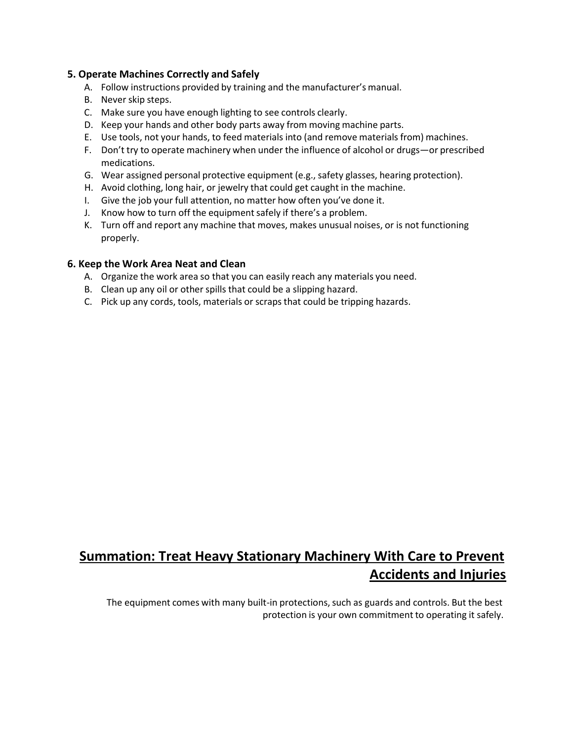### 5. Operate Machines Correctly and Safely

A. Follow instructions provided by training and the manufacturer's manual.
B. Never skip steps.
C. Make sure you have enough lighting to see controls clearly.
D. Keep your hands and other body parts away from moving machine parts.
E. Use tools, not your hands, to feed materials into (and remove materials from) machines.
F. Don't try to operate machinery when under the influence of alcohol or drugs—or prescribed medications.
G. Wear assigned personal protective equipment (e.g., safety glasses, hearing protection).
H. Avoid clothing, long hair, or jewelry that could get caught in the machine.
I. Give the job your full attention, no matter how often you've done it.
J. Know how to turn off the equipment safely if there's a problem.
K. Turn off and report any machine that moves, makes unusual noises, or is not functioning properly.

### 6. Keep the Work Area Neat and Clean

A. Organize the work area so that you can easily reach any materials you need.
B. Clean up any oil or other spills that could be a slipping hazard.
C. Pick up any cords, tools, materials or scraps that could be tripping hazards.

## Summation: Treat Heavy Stationary Machinery With Care to Prevent Accidents and Injuries

The equipment comes with many built-in protections, such as guards and controls. But the best protection is your own commitment to operating it safely.